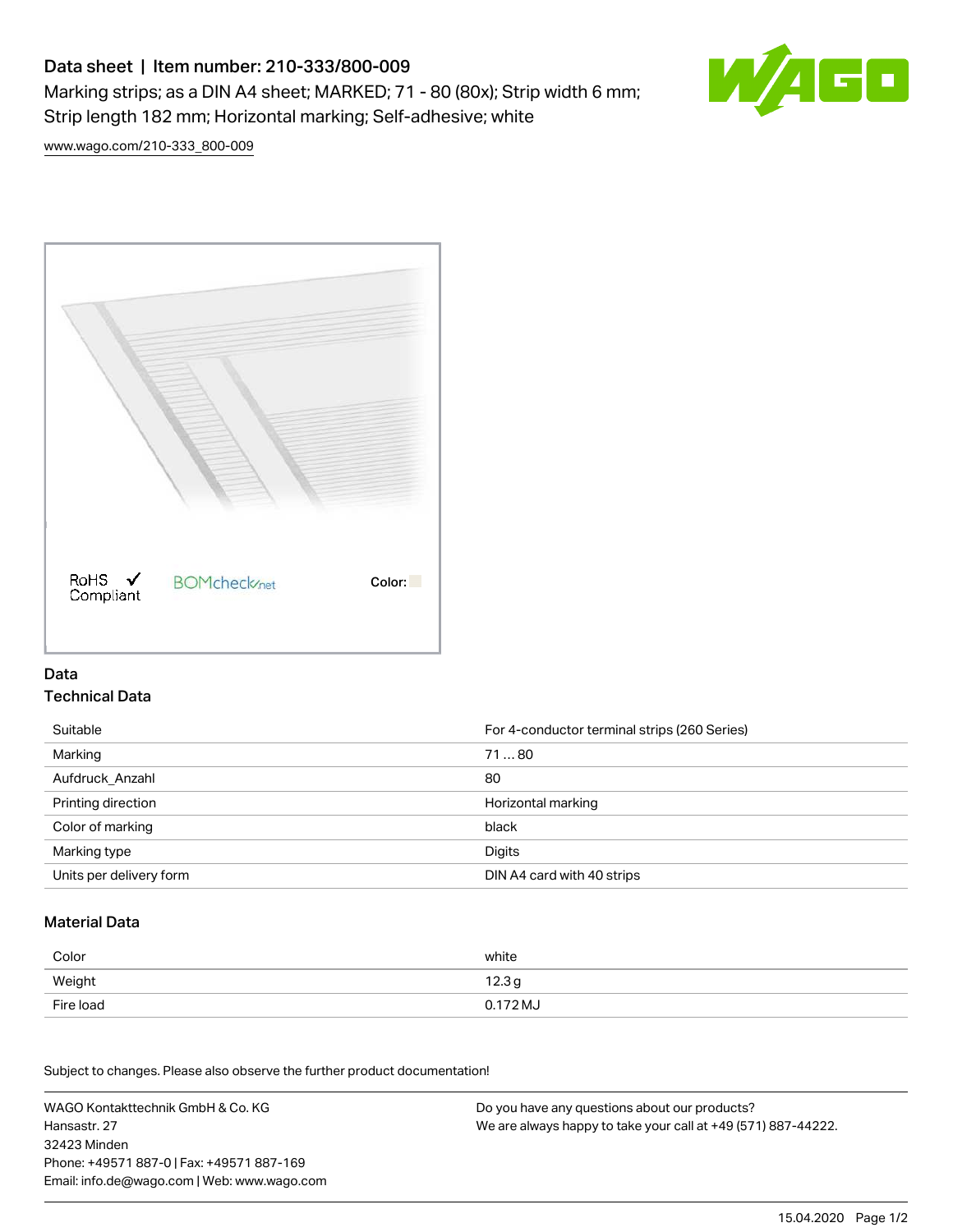# Data sheet | Item number: 210-333/800-009

Marking strips; as a DIN A4 sheet; MARKED; 71 - 80 (80x); Strip width 6 mm; Strip length 182 mm; Horizontal marking; Self-adhesive; white

www.wago.com/210-333_800-009

RoHS Compliant ✓ BOMcheck.net Color:

## Data

### Technical Data

| | |
|---|---|
| Suitable | For 4-conductor terminal strips (260 Series) |
| Marking | 71 … 80 |
| Aufdruck_Anzahl | 80 |
| Printing direction | Horizontal marking |
| Color of marking | black |
| Marking type | Digits |
| Units per delivery form | DIN A4 card with 40 strips |

### Material Data

| | |
|---|---|
| Color | white |
| Weight | 12.3 g |
| Fire load | 0.172 MJ |

Subject to changes. Please also observe the further product documentation!

WAGO Kontakttechnik GmbH & Co. KG
Hansastr. 27
32423 Minden
Phone: +49571 887-0 | Fax: +49571 887-169
Email: info.de@wago.com | Web: www.wago.com

Do you have any questions about our products?
We are always happy to take your call at +49 (571) 887-44222.

15.04.2020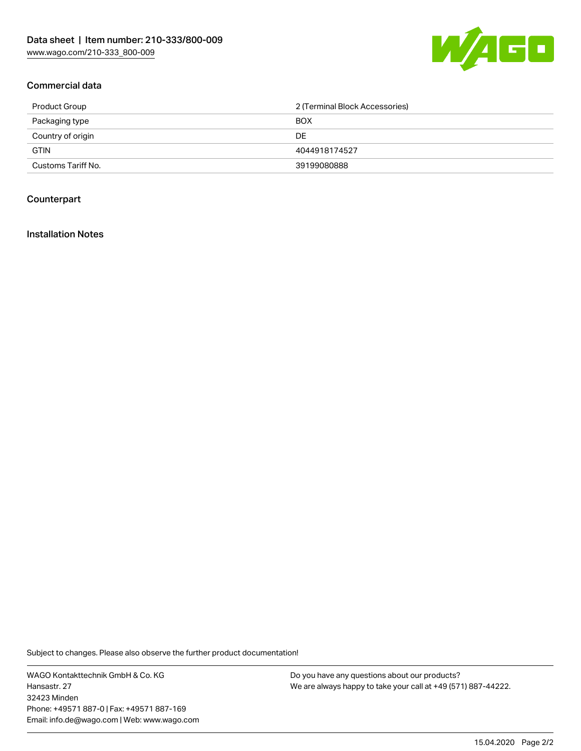## Commercial data

| | |
|---|---|
| Product Group | 2 (Terminal Block Accessories) |
| Packaging type | BOX |
| Country of origin | DE |
| GTIN | 4044918174527 |
| Customs Tariff No. | 39199080888 |

## Counterpart

## Installation Notes

Subject to changes. Please also observe the further product documentation!

WAGO Kontakttechnik GmbH & Co. KG
Hansastr. 27
32423 Minden
Phone: +49571 887-0 | Fax: +49571 887-169
Email: info.de@wago.com | Web: www.wago.com

Do you have any questions about our products?
We are always happy to take your call at +49 (571) 887-44222.